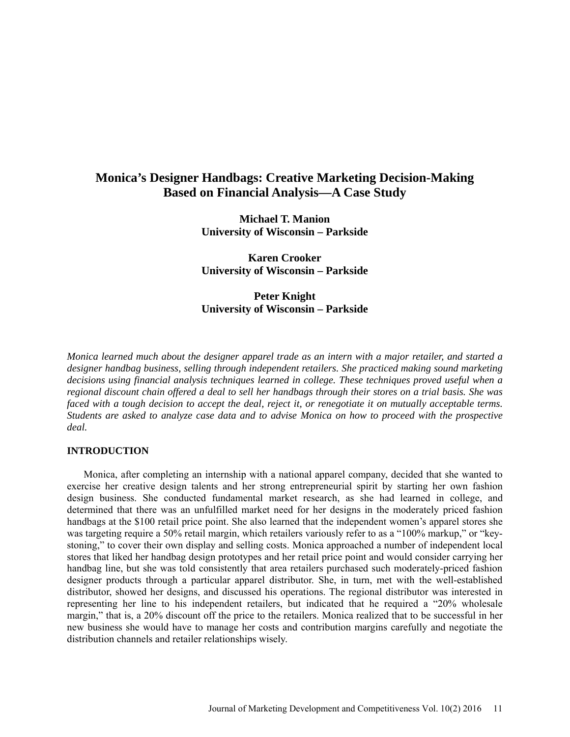# Monica's Designer Handbags: Creative Marketing Decision-Making Based on Financial Analysis—A Case Study

**Michael T. Manion**
**University of Wisconsin – Parkside**

**Karen Crooker**
**University of Wisconsin – Parkside**

**Peter Knight**
**University of Wisconsin – Parkside**

*Monica learned much about the designer apparel trade as an intern with a major retailer, and started a designer handbag business, selling through independent retailers. She practiced making sound marketing decisions using financial analysis techniques learned in college. These techniques proved useful when a regional discount chain offered a deal to sell her handbags through their stores on a trial basis. She was faced with a tough decision to accept the deal, reject it, or renegotiate it on mutually acceptable terms. Students are asked to analyze case data and to advise Monica on how to proceed with the prospective deal.*

## INTRODUCTION

Monica, after completing an internship with a national apparel company, decided that she wanted to exercise her creative design talents and her strong entrepreneurial spirit by starting her own fashion design business. She conducted fundamental market research, as she had learned in college, and determined that there was an unfulfilled market need for her designs in the moderately priced fashion handbags at the $100 retail price point. She also learned that the independent women's apparel stores she was targeting require a 50% retail margin, which retailers variously refer to as a "100% markup," or "key-stoning," to cover their own display and selling costs. Monica approached a number of independent local stores that liked her handbag design prototypes and her retail price point and would consider carrying her handbag line, but she was told consistently that area retailers purchased such moderately-priced fashion designer products through a particular apparel distributor. She, in turn, met with the well-established distributor, showed her designs, and discussed his operations. The regional distributor was interested in representing her line to his independent retailers, but indicated that he required a "20% wholesale margin," that is, a 20% discount off the price to the retailers. Monica realized that to be successful in her new business she would have to manage her costs and contribution margins carefully and negotiate the distribution channels and retailer relationships wisely.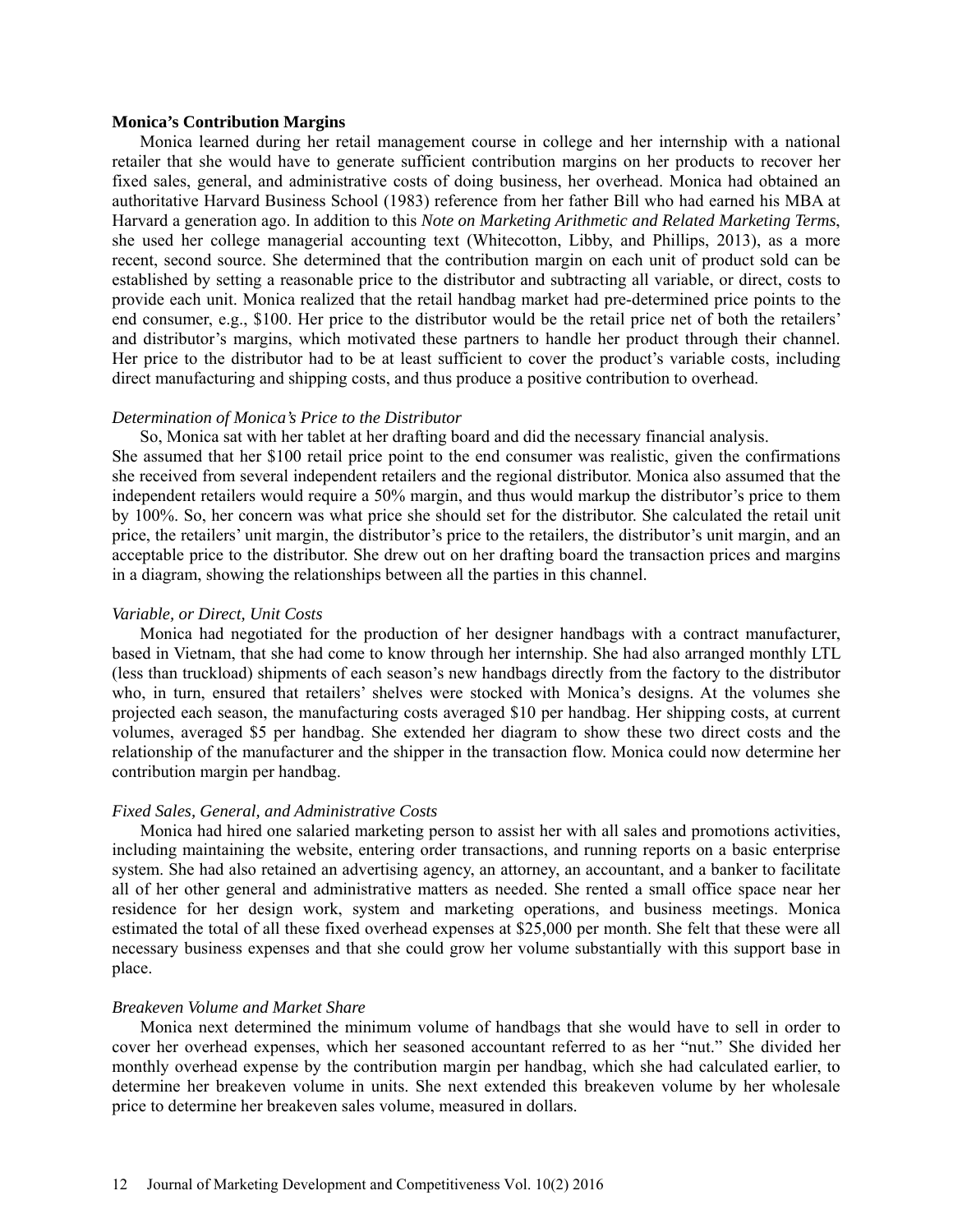**Monica's Contribution Margins**

Monica learned during her retail management course in college and her internship with a national retailer that she would have to generate sufficient contribution margins on her products to recover her fixed sales, general, and administrative costs of doing business, her overhead. Monica had obtained an authoritative Harvard Business School (1983) reference from her father Bill who had earned his MBA at Harvard a generation ago. In addition to this *Note on Marketing Arithmetic and Related Marketing Terms*, she used her college managerial accounting text (Whitecotton, Libby, and Phillips, 2013), as a more recent, second source. She determined that the contribution margin on each unit of product sold can be established by setting a reasonable price to the distributor and subtracting all variable, or direct, costs to provide each unit. Monica realized that the retail handbag market had pre-determined price points to the end consumer, e.g., $100. Her price to the distributor would be the retail price net of both the retailers' and distributor's margins, which motivated these partners to handle her product through their channel. Her price to the distributor had to be at least sufficient to cover the product's variable costs, including direct manufacturing and shipping costs, and thus produce a positive contribution to overhead.

*Determination of Monica's Price to the Distributor*

So, Monica sat with her tablet at her drafting board and did the necessary financial analysis. She assumed that her $100 retail price point to the end consumer was realistic, given the confirmations she received from several independent retailers and the regional distributor. Monica also assumed that the independent retailers would require a 50% margin, and thus would markup the distributor's price to them by 100%. So, her concern was what price she should set for the distributor. She calculated the retail unit price, the retailers' unit margin, the distributor's price to the retailers, the distributor's unit margin, and an acceptable price to the distributor. She drew out on her drafting board the transaction prices and margins in a diagram, showing the relationships between all the parties in this channel.

*Variable, or Direct, Unit Costs*

Monica had negotiated for the production of her designer handbags with a contract manufacturer, based in Vietnam, that she had come to know through her internship. She had also arranged monthly LTL (less than truckload) shipments of each season's new handbags directly from the factory to the distributor who, in turn, ensured that retailers' shelves were stocked with Monica's designs. At the volumes she projected each season, the manufacturing costs averaged $10 per handbag. Her shipping costs, at current volumes, averaged $5 per handbag. She extended her diagram to show these two direct costs and the relationship of the manufacturer and the shipper in the transaction flow. Monica could now determine her contribution margin per handbag.

*Fixed Sales, General, and Administrative Costs*

Monica had hired one salaried marketing person to assist her with all sales and promotions activities, including maintaining the website, entering order transactions, and running reports on a basic enterprise system. She had also retained an advertising agency, an attorney, an accountant, and a banker to facilitate all of her other general and administrative matters as needed. She rented a small office space near her residence for her design work, system and marketing operations, and business meetings. Monica estimated the total of all these fixed overhead expenses at $25,000 per month. She felt that these were all necessary business expenses and that she could grow her volume substantially with this support base in place.

*Breakeven Volume and Market Share*

Monica next determined the minimum volume of handbags that she would have to sell in order to cover her overhead expenses, which her seasoned accountant referred to as her "nut." She divided her monthly overhead expense by the contribution margin per handbag, which she had calculated earlier, to determine her breakeven volume in units. She next extended this breakeven volume by her wholesale price to determine her breakeven sales volume, measured in dollars.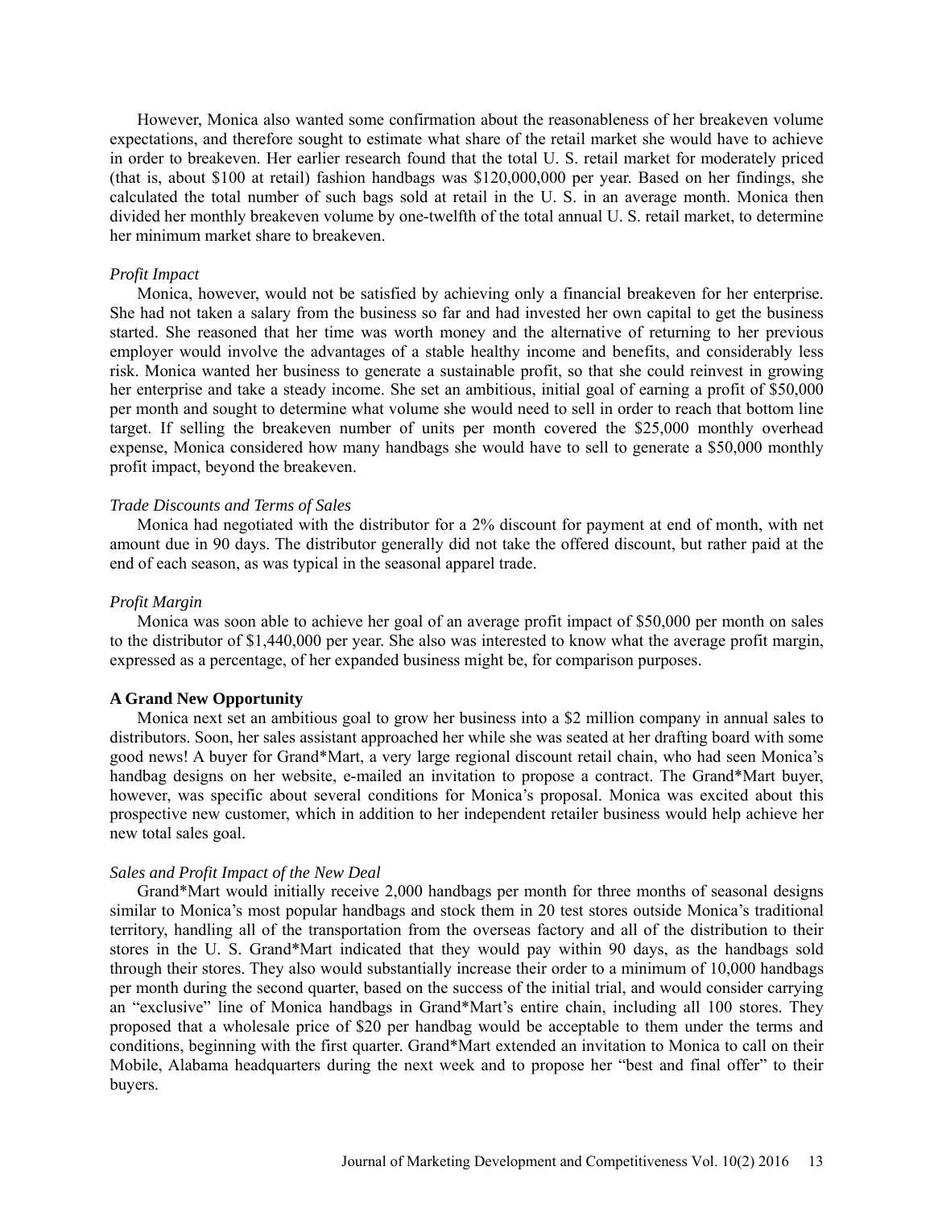However, Monica also wanted some confirmation about the reasonableness of her breakeven volume expectations, and therefore sought to estimate what share of the retail market she would have to achieve in order to breakeven. Her earlier research found that the total U. S. retail market for moderately priced (that is, about $100 at retail) fashion handbags was $120,000,000 per year. Based on her findings, she calculated the total number of such bags sold at retail in the U. S. in an average month. Monica then divided her monthly breakeven volume by one-twelfth of the total annual U. S. retail market, to determine her minimum market share to breakeven.

*Profit Impact*

Monica, however, would not be satisfied by achieving only a financial breakeven for her enterprise. She had not taken a salary from the business so far and had invested her own capital to get the business started. She reasoned that her time was worth money and the alternative of returning to her previous employer would involve the advantages of a stable healthy income and benefits, and considerably less risk. Monica wanted her business to generate a sustainable profit, so that she could reinvest in growing her enterprise and take a steady income. She set an ambitious, initial goal of earning a profit of $50,000 per month and sought to determine what volume she would need to sell in order to reach that bottom line target. If selling the breakeven number of units per month covered the $25,000 monthly overhead expense, Monica considered how many handbags she would have to sell to generate a $50,000 monthly profit impact, beyond the breakeven.

*Trade Discounts and Terms of Sales*

Monica had negotiated with the distributor for a 2% discount for payment at end of month, with net amount due in 90 days. The distributor generally did not take the offered discount, but rather paid at the end of each season, as was typical in the seasonal apparel trade.

*Profit Margin*

Monica was soon able to achieve her goal of an average profit impact of $50,000 per month on sales to the distributor of $1,440,000 per year. She also was interested to know what the average profit margin, expressed as a percentage, of her expanded business might be, for comparison purposes.

**A Grand New Opportunity**

Monica next set an ambitious goal to grow her business into a $2 million company in annual sales to distributors. Soon, her sales assistant approached her while she was seated at her drafting board with some good news! A buyer for Grand*Mart, a very large regional discount retail chain, who had seen Monica's handbag designs on her website, e-mailed an invitation to propose a contract. The Grand*Mart buyer, however, was specific about several conditions for Monica's proposal. Monica was excited about this prospective new customer, which in addition to her independent retailer business would help achieve her new total sales goal.

*Sales and Profit Impact of the New Deal*

Grand*Mart would initially receive 2,000 handbags per month for three months of seasonal designs similar to Monica's most popular handbags and stock them in 20 test stores outside Monica's traditional territory, handling all of the transportation from the overseas factory and all of the distribution to their stores in the U. S. Grand*Mart indicated that they would pay within 90 days, as the handbags sold through their stores. They also would substantially increase their order to a minimum of 10,000 handbags per month during the second quarter, based on the success of the initial trial, and would consider carrying an "exclusive" line of Monica handbags in Grand*Mart's entire chain, including all 100 stores. They proposed that a wholesale price of $20 per handbag would be acceptable to them under the terms and conditions, beginning with the first quarter. Grand*Mart extended an invitation to Monica to call on their Mobile, Alabama headquarters during the next week and to propose her "best and final offer" to their buyers.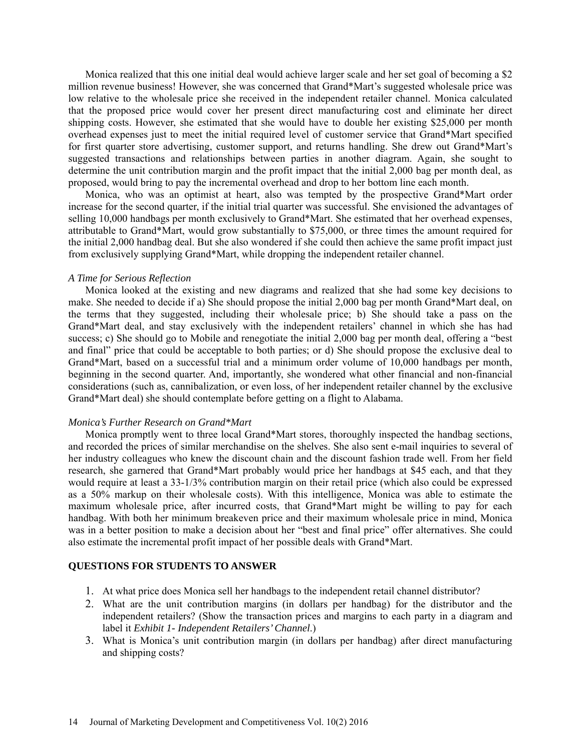Monica realized that this one initial deal would achieve larger scale and her set goal of becoming a $2 million revenue business! However, she was concerned that Grand*Mart's suggested wholesale price was low relative to the wholesale price she received in the independent retailer channel. Monica calculated that the proposed price would cover her present direct manufacturing cost and eliminate her direct shipping costs. However, she estimated that she would have to double her existing $25,000 per month overhead expenses just to meet the initial required level of customer service that Grand*Mart specified for first quarter store advertising, customer support, and returns handling. She drew out Grand*Mart's suggested transactions and relationships between parties in another diagram. Again, she sought to determine the unit contribution margin and the profit impact that the initial 2,000 bag per month deal, as proposed, would bring to pay the incremental overhead and drop to her bottom line each month.

Monica, who was an optimist at heart, also was tempted by the prospective Grand*Mart order increase for the second quarter, if the initial trial quarter was successful. She envisioned the advantages of selling 10,000 handbags per month exclusively to Grand*Mart. She estimated that her overhead expenses, attributable to Grand*Mart, would grow substantially to $75,000, or three times the amount required for the initial 2,000 handbag deal. But she also wondered if she could then achieve the same profit impact just from exclusively supplying Grand*Mart, while dropping the independent retailer channel.

*A Time for Serious Reflection*

Monica looked at the existing and new diagrams and realized that she had some key decisions to make. She needed to decide if a) She should propose the initial 2,000 bag per month Grand*Mart deal, on the terms that they suggested, including their wholesale price; b) She should take a pass on the Grand*Mart deal, and stay exclusively with the independent retailers' channel in which she has had success; c) She should go to Mobile and renegotiate the initial 2,000 bag per month deal, offering a "best and final" price that could be acceptable to both parties; or d) She should propose the exclusive deal to Grand*Mart, based on a successful trial and a minimum order volume of 10,000 handbags per month, beginning in the second quarter. And, importantly, she wondered what other financial and non-financial considerations (such as, cannibalization, or even loss, of her independent retailer channel by the exclusive Grand*Mart deal) she should contemplate before getting on a flight to Alabama.

*Monica's Further Research on Grand*Mart*

Monica promptly went to three local Grand*Mart stores, thoroughly inspected the handbag sections, and recorded the prices of similar merchandise on the shelves. She also sent e-mail inquiries to several of her industry colleagues who knew the discount chain and the discount fashion trade well. From her field research, she garnered that Grand*Mart probably would price her handbags at $45 each, and that they would require at least a 33-1/3% contribution margin on their retail price (which also could be expressed as a 50% markup on their wholesale costs). With this intelligence, Monica was able to estimate the maximum wholesale price, after incurred costs, that Grand*Mart might be willing to pay for each handbag. With both her minimum breakeven price and their maximum wholesale price in mind, Monica was in a better position to make a decision about her "best and final price" offer alternatives. She could also estimate the incremental profit impact of her possible deals with Grand*Mart.

## QUESTIONS FOR STUDENTS TO ANSWER

1. At what price does Monica sell her handbags to the independent retail channel distributor?
2. What are the unit contribution margins (in dollars per handbag) for the distributor and the independent retailers? (Show the transaction prices and margins to each party in a diagram and label it *Exhibit 1- Independent Retailers' Channel.*)
3. What is Monica's unit contribution margin (in dollars per handbag) after direct manufacturing and shipping costs?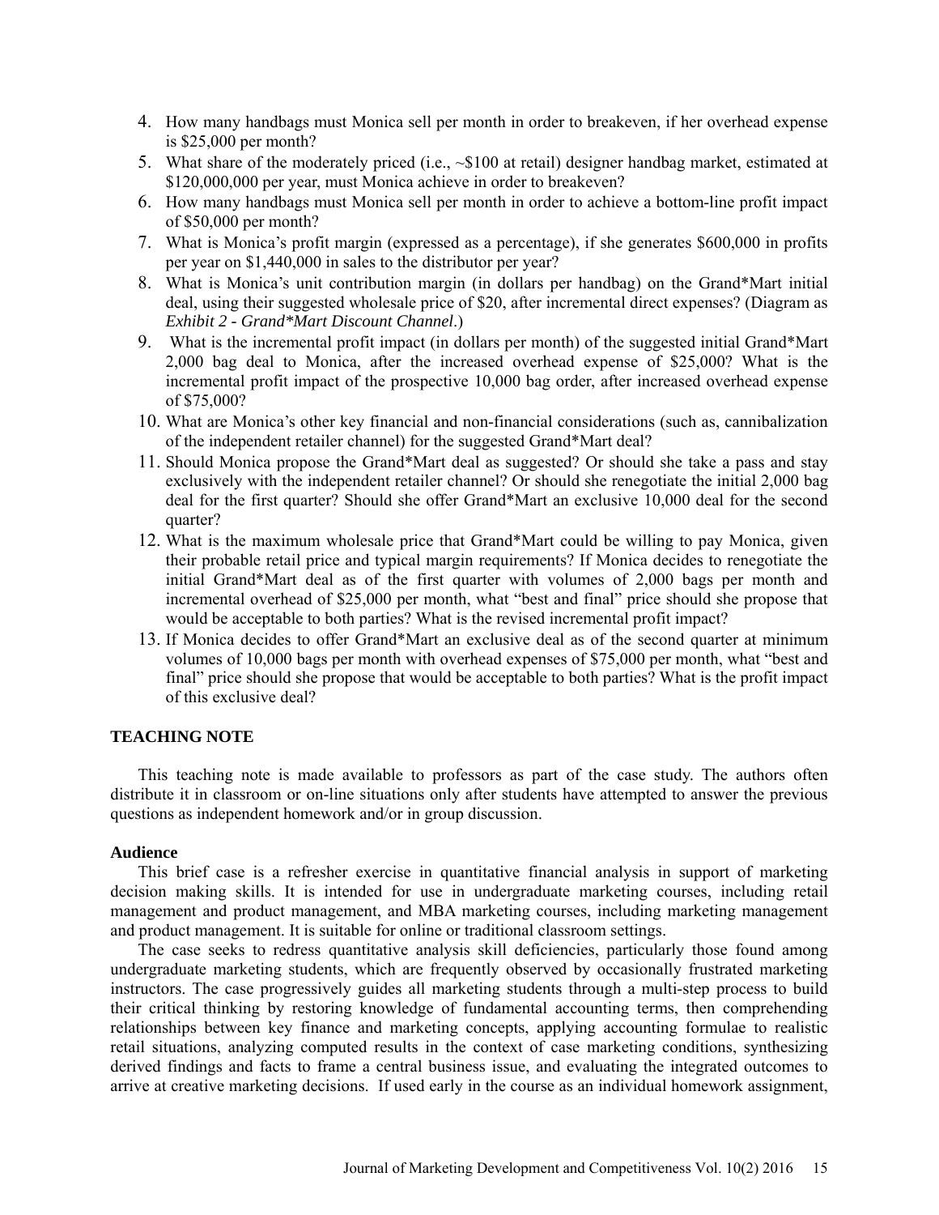4. How many handbags must Monica sell per month in order to breakeven, if her overhead expense is $25,000 per month?
5. What share of the moderately priced (i.e., ~$100 at retail) designer handbag market, estimated at $120,000,000 per year, must Monica achieve in order to breakeven?
6. How many handbags must Monica sell per month in order to achieve a bottom-line profit impact of $50,000 per month?
7. What is Monica's profit margin (expressed as a percentage), if she generates $600,000 in profits per year on $1,440,000 in sales to the distributor per year?
8. What is Monica's unit contribution margin (in dollars per handbag) on the Grand*Mart initial deal, using their suggested wholesale price of $20, after incremental direct expenses? (Diagram as *Exhibit 2 - Grand*Mart Discount Channel*.)
9. What is the incremental profit impact (in dollars per month) of the suggested initial Grand*Mart 2,000 bag deal to Monica, after the increased overhead expense of $25,000? What is the incremental profit impact of the prospective 10,000 bag order, after increased overhead expense of $75,000?
10. What are Monica's other key financial and non-financial considerations (such as, cannibalization of the independent retailer channel) for the suggested Grand*Mart deal?
11. Should Monica propose the Grand*Mart deal as suggested? Or should she take a pass and stay exclusively with the independent retailer channel? Or should she renegotiate the initial 2,000 bag deal for the first quarter? Should she offer Grand*Mart an exclusive 10,000 deal for the second quarter?
12. What is the maximum wholesale price that Grand*Mart could be willing to pay Monica, given their probable retail price and typical margin requirements? If Monica decides to renegotiate the initial Grand*Mart deal as of the first quarter with volumes of 2,000 bags per month and incremental overhead of $25,000 per month, what "best and final" price should she propose that would be acceptable to both parties? What is the revised incremental profit impact?
13. If Monica decides to offer Grand*Mart an exclusive deal as of the second quarter at minimum volumes of 10,000 bags per month with overhead expenses of $75,000 per month, what "best and final" price should she propose that would be acceptable to both parties? What is the profit impact of this exclusive deal?

## TEACHING NOTE

This teaching note is made available to professors as part of the case study. The authors often distribute it in classroom or on-line situations only after students have attempted to answer the previous questions as independent homework and/or in group discussion.

### Audience

This brief case is a refresher exercise in quantitative financial analysis in support of marketing decision making skills. It is intended for use in undergraduate marketing courses, including retail management and product management, and MBA marketing courses, including marketing management and product management. It is suitable for online or traditional classroom settings.

The case seeks to redress quantitative analysis skill deficiencies, particularly those found among undergraduate marketing students, which are frequently observed by occasionally frustrated marketing instructors. The case progressively guides all marketing students through a multi-step process to build their critical thinking by restoring knowledge of fundamental accounting terms, then comprehending relationships between key finance and marketing concepts, applying accounting formulae to realistic retail situations, analyzing computed results in the context of case marketing conditions, synthesizing derived findings and facts to frame a central business issue, and evaluating the integrated outcomes to arrive at creative marketing decisions. If used early in the course as an individual homework assignment,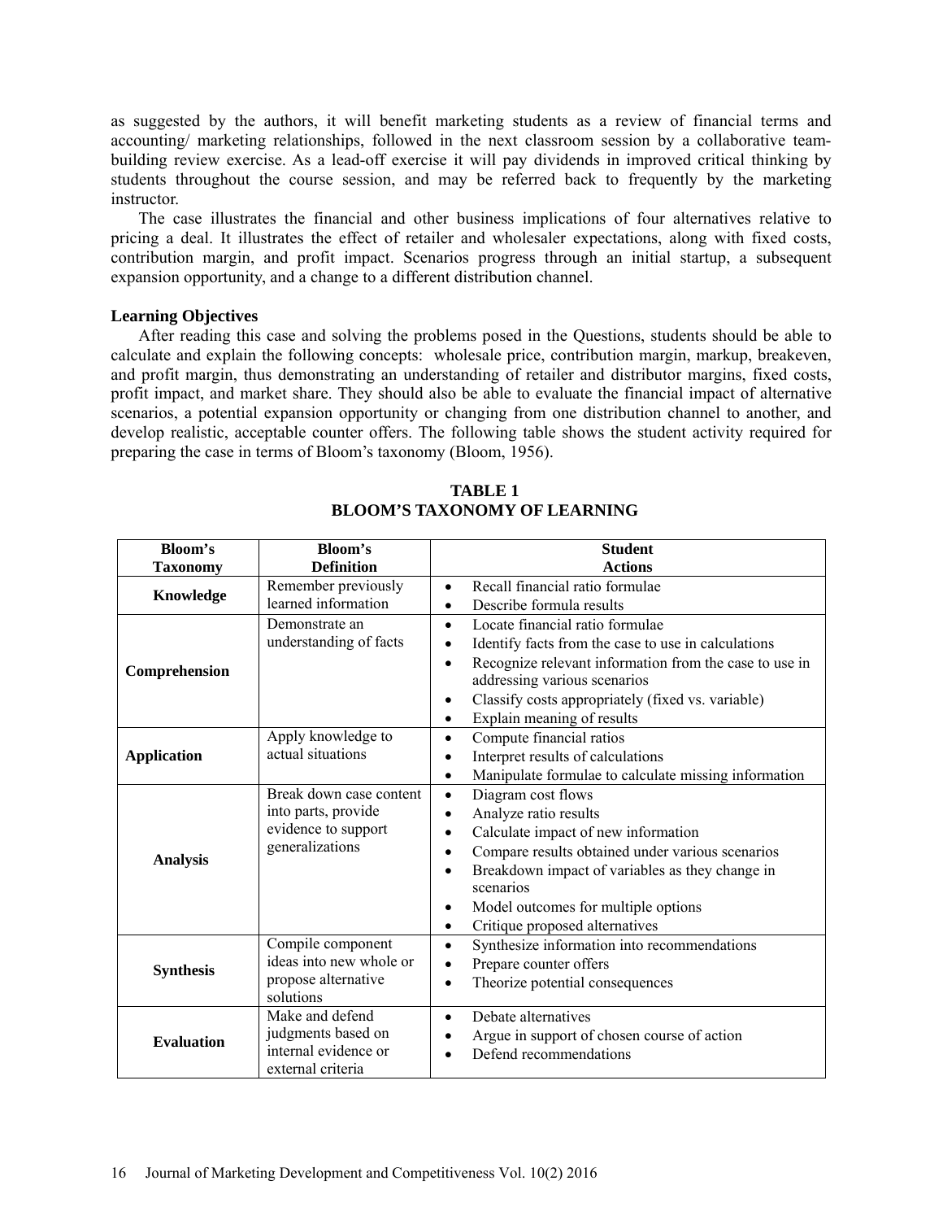as suggested by the authors, it will benefit marketing students as a review of financial terms and accounting/ marketing relationships, followed in the next classroom session by a collaborative team-building review exercise. As a lead-off exercise it will pay dividends in improved critical thinking by students throughout the course session, and may be referred back to frequently by the marketing instructor.

The case illustrates the financial and other business implications of four alternatives relative to pricing a deal. It illustrates the effect of retailer and wholesaler expectations, along with fixed costs, contribution margin, and profit impact. Scenarios progress through an initial startup, a subsequent expansion opportunity, and a change to a different distribution channel.

**Learning Objectives**

After reading this case and solving the problems posed in the Questions, students should be able to calculate and explain the following concepts: wholesale price, contribution margin, markup, breakeven, and profit margin, thus demonstrating an understanding of retailer and distributor margins, fixed costs, profit impact, and market share. They should also be able to evaluate the financial impact of alternative scenarios, a potential expansion opportunity or changing from one distribution channel to another, and develop realistic, acceptable counter offers. The following table shows the student activity required for preparing the case in terms of Bloom's taxonomy (Bloom, 1956).

**TABLE 1**
**BLOOM'S TAXONOMY OF LEARNING**

| Bloom's Taxonomy | Bloom's Definition | Student Actions |
|---|---|---|
| **Knowledge** | Remember previously learned information | • Recall financial ratio formulae<br>• Describe formula results |
| **Comprehension** | Demonstrate an understanding of facts | • Locate financial ratio formulae<br>• Identify facts from the case to use in calculations<br>• Recognize relevant information from the case to use in addressing various scenarios<br>• Classify costs appropriately (fixed vs. variable)<br>• Explain meaning of results |
| **Application** | Apply knowledge to actual situations | • Compute financial ratios<br>• Interpret results of calculations<br>• Manipulate formulae to calculate missing information |
| **Analysis** | Break down case content into parts, provide evidence to support generalizations | • Diagram cost flows<br>• Analyze ratio results<br>• Calculate impact of new information<br>• Compare results obtained under various scenarios<br>• Breakdown impact of variables as they change in scenarios<br>• Model outcomes for multiple options<br>• Critique proposed alternatives |
| **Synthesis** | Compile component ideas into new whole or propose alternative solutions | • Synthesize information into recommendations<br>• Prepare counter offers<br>• Theorize potential consequences |
| **Evaluation** | Make and defend judgments based on internal evidence or external criteria | • Debate alternatives<br>• Argue in support of chosen course of action<br>• Defend recommendations |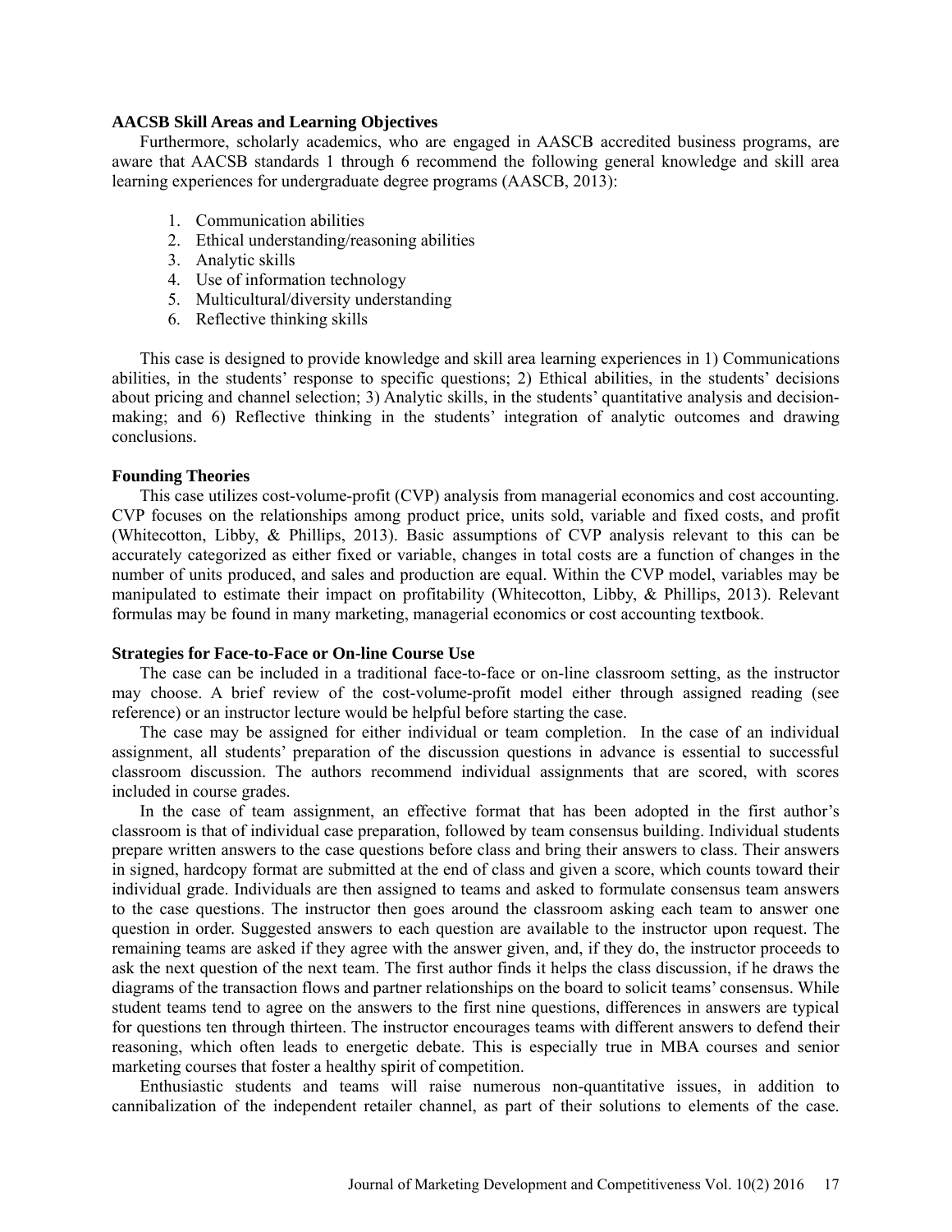### AACSB Skill Areas and Learning Objectives

Furthermore, scholarly academics, who are engaged in AASCB accredited business programs, are aware that AACSB standards 1 through 6 recommend the following general knowledge and skill area learning experiences for undergraduate degree programs (AASCB, 2013):

1. Communication abilities
2. Ethical understanding/reasoning abilities
3. Analytic skills
4. Use of information technology
5. Multicultural/diversity understanding
6. Reflective thinking skills

This case is designed to provide knowledge and skill area learning experiences in 1) Communications abilities, in the students' response to specific questions; 2) Ethical abilities, in the students' decisions about pricing and channel selection; 3) Analytic skills, in the students' quantitative analysis and decision-making; and 6) Reflective thinking in the students' integration of analytic outcomes and drawing conclusions.

### Founding Theories

This case utilizes cost-volume-profit (CVP) analysis from managerial economics and cost accounting. CVP focuses on the relationships among product price, units sold, variable and fixed costs, and profit (Whitecotton, Libby, & Phillips, 2013). Basic assumptions of CVP analysis relevant to this can be accurately categorized as either fixed or variable, changes in total costs are a function of changes in the number of units produced, and sales and production are equal. Within the CVP model, variables may be manipulated to estimate their impact on profitability (Whitecotton, Libby, & Phillips, 2013). Relevant formulas may be found in many marketing, managerial economics or cost accounting textbook.

### Strategies for Face-to-Face or On-line Course Use

The case can be included in a traditional face-to-face or on-line classroom setting, as the instructor may choose. A brief review of the cost-volume-profit model either through assigned reading (see reference) or an instructor lecture would be helpful before starting the case.

The case may be assigned for either individual or team completion. In the case of an individual assignment, all students' preparation of the discussion questions in advance is essential to successful classroom discussion. The authors recommend individual assignments that are scored, with scores included in course grades.

In the case of team assignment, an effective format that has been adopted in the first author's classroom is that of individual case preparation, followed by team consensus building. Individual students prepare written answers to the case questions before class and bring their answers to class. Their answers in signed, hardcopy format are submitted at the end of class and given a score, which counts toward their individual grade. Individuals are then assigned to teams and asked to formulate consensus team answers to the case questions. The instructor then goes around the classroom asking each team to answer one question in order. Suggested answers to each question are available to the instructor upon request. The remaining teams are asked if they agree with the answer given, and, if they do, the instructor proceeds to ask the next question of the next team. The first author finds it helps the class discussion, if he draws the diagrams of the transaction flows and partner relationships on the board to solicit teams' consensus. While student teams tend to agree on the answers to the first nine questions, differences in answers are typical for questions ten through thirteen. The instructor encourages teams with different answers to defend their reasoning, which often leads to energetic debate. This is especially true in MBA courses and senior marketing courses that foster a healthy spirit of competition.

Enthusiastic students and teams will raise numerous non-quantitative issues, in addition to cannibalization of the independent retailer channel, as part of their solutions to elements of the case.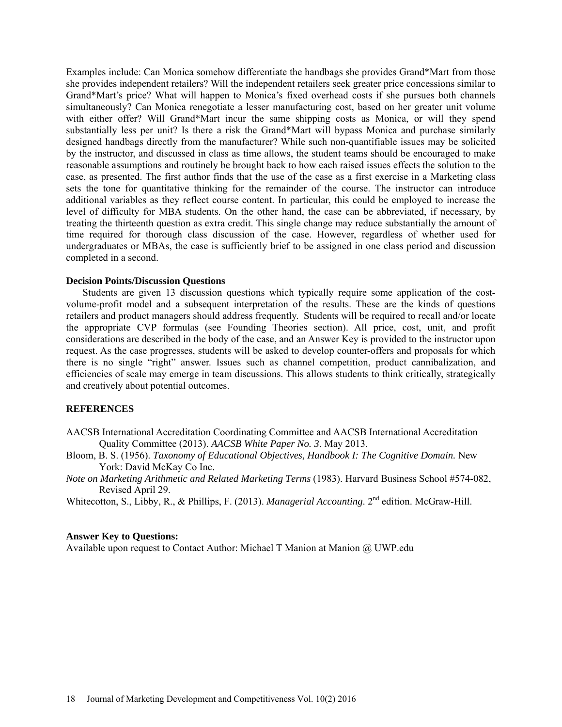Examples include: Can Monica somehow differentiate the handbags she provides Grand*Mart from those she provides independent retailers? Will the independent retailers seek greater price concessions similar to Grand*Mart's price? What will happen to Monica's fixed overhead costs if she pursues both channels simultaneously? Can Monica renegotiate a lesser manufacturing cost, based on her greater unit volume with either offer? Will Grand*Mart incur the same shipping costs as Monica, or will they spend substantially less per unit? Is there a risk the Grand*Mart will bypass Monica and purchase similarly designed handbags directly from the manufacturer? While such non-quantifiable issues may be solicited by the instructor, and discussed in class as time allows, the student teams should be encouraged to make reasonable assumptions and routinely be brought back to how each raised issues effects the solution to the case, as presented. The first author finds that the use of the case as a first exercise in a Marketing class sets the tone for quantitative thinking for the remainder of the course. The instructor can introduce additional variables as they reflect course content. In particular, this could be employed to increase the level of difficulty for MBA students. On the other hand, the case can be abbreviated, if necessary, by treating the thirteenth question as extra credit. This single change may reduce substantially the amount of time required for thorough class discussion of the case. However, regardless of whether used for undergraduates or MBAs, the case is sufficiently brief to be assigned in one class period and discussion completed in a second.

**Decision Points/Discussion Questions**

Students are given 13 discussion questions which typically require some application of the cost-volume-profit model and a subsequent interpretation of the results. These are the kinds of questions retailers and product managers should address frequently. Students will be required to recall and/or locate the appropriate CVP formulas (see Founding Theories section). All price, cost, unit, and profit considerations are described in the body of the case, and an Answer Key is provided to the instructor upon request. As the case progresses, students will be asked to develop counter-offers and proposals for which there is no single "right" answer. Issues such as channel competition, product cannibalization, and efficiencies of scale may emerge in team discussions. This allows students to think critically, strategically and creatively about potential outcomes.

## REFERENCES

AACSB International Accreditation Coordinating Committee and AACSB International Accreditation Quality Committee (2013). *AACSB White Paper No. 3*. May 2013.

Bloom, B. S. (1956). *Taxonomy of Educational Objectives, Handbook I: The Cognitive Domain.* New York: David McKay Co Inc.

*Note on Marketing Arithmetic and Related Marketing Terms* (1983). Harvard Business School #574-082, Revised April 29.

Whitecotton, S., Libby, R., & Phillips, F. (2013). *Managerial Accounting*. 2nd edition. McGraw-Hill.

**Answer Key to Questions:**

Available upon request to Contact Author: Michael T Manion at Manion @ UWP.edu